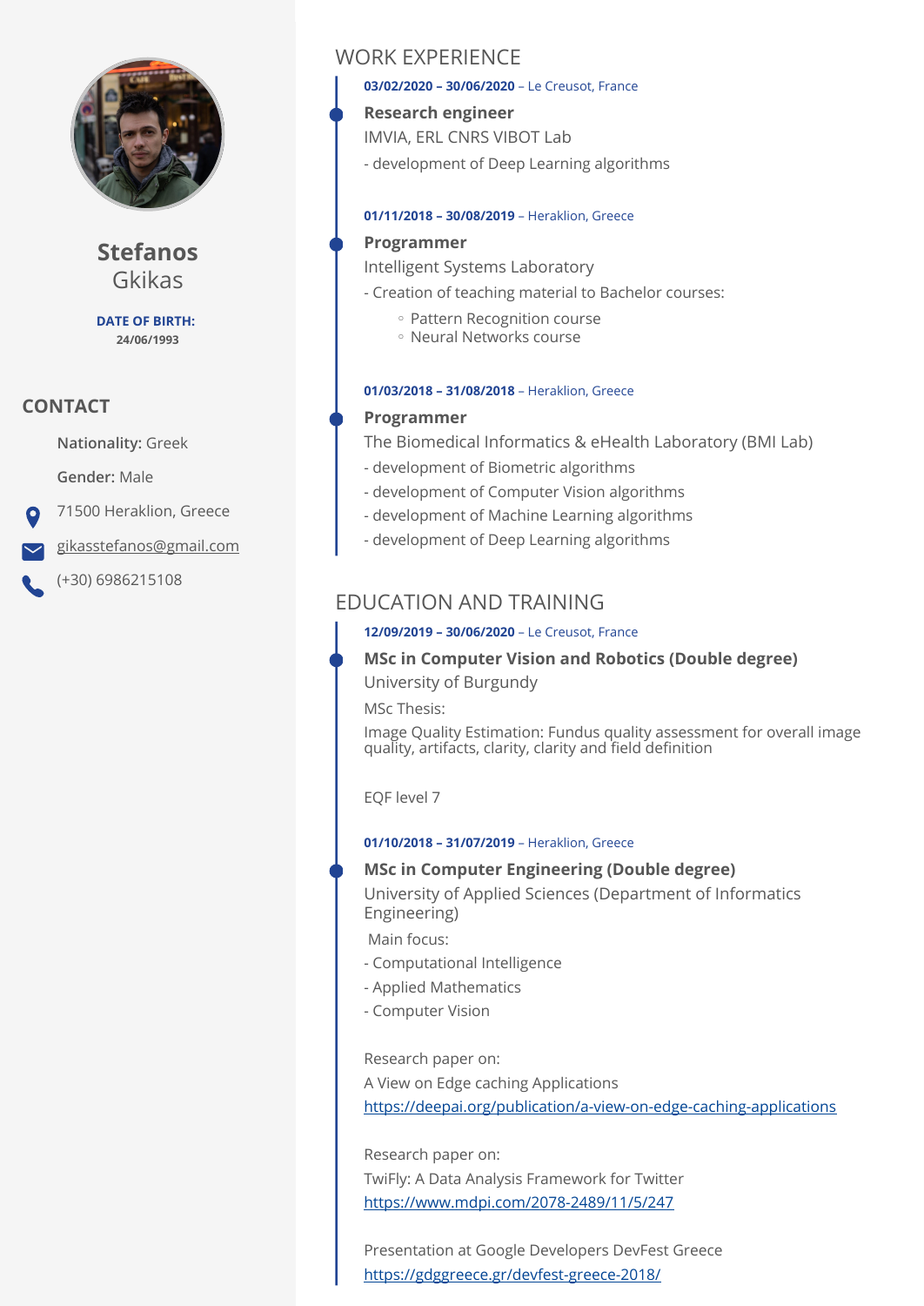# Stefanos Gkikas

**DATE OF BIRTH:** 24/06/1993

## CONTACT

**Nationality:** Greek

**Gender:** Male

71500 Heraklion, Greece

gikasstefanos@gmail.com

(+30) 6986215108

## WORK EXPERIENCE

**03/02/2020 – 30/06/2020** – Le Creusot, France

**Research engineer**

IMVIA, ERL CNRS VIBOT Lab

- development of Deep Learning algorithms

**01/11/2018 – 30/08/2019** – Heraklion, Greece

**Programmer**

Intelligent Systems Laboratory

- Creation of teaching material to Bachelor courses:
  - Pattern Recognition course
  - Neural Networks course

**01/03/2018 – 31/08/2018** – Heraklion, Greece

**Programmer**

The Biomedical Informatics & eHealth Laboratory (BMI Lab)

- development of Biometric algorithms
- development of Computer Vision algorithms
- development of Machine Learning algorithms
- development of Deep Learning algorithms

## EDUCATION AND TRAINING

**12/09/2019 – 30/06/2020** – Le Creusot, France

**MSc in Computer Vision and Robotics (Double degree)**

University of Burgundy

MSc Thesis:

Image Quality Estimation: Fundus quality assessment for overall image quality, artifacts, clarity, clarity and field definition

EQF level 7

**01/10/2018 – 31/07/2019** – Heraklion, Greece

**MSc in Computer Engineering (Double degree)**

University of Applied Sciences (Department of Informatics Engineering)

Main focus:

- Computational Intelligence
- Applied Mathematics
- Computer Vision

Research paper on:

A View on Edge caching Applications

https://deepai.org/publication/a-view-on-edge-caching-applications

Research paper on:

TwiFly: A Data Analysis Framework for Twitter

https://www.mdpi.com/2078-2489/11/5/247

Presentation at Google Developers DevFest Greece

https://gdggreece.gr/devfest-greece-2018/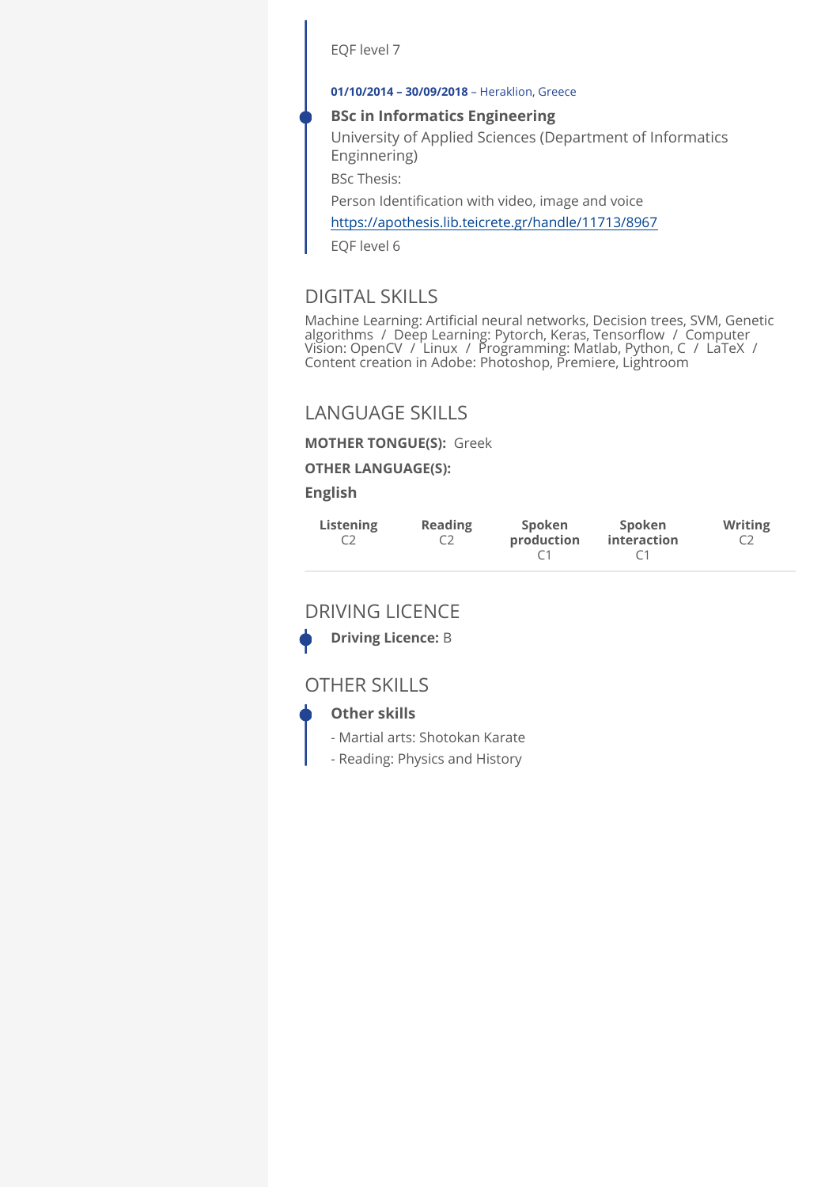EQF level 7

**01/10/2014 – 30/09/2018** – Heraklion, Greece

**BSc in Informatics Engineering**

University of Applied Sciences (Department of Informatics Enginnering)

BSc Thesis:

Person Identification with video, image and voice

https://apothesis.lib.teicrete.gr/handle/11713/8967

EQF level 6

## DIGITAL SKILLS

Machine Learning: Artificial neural networks, Decision trees, SVM, Genetic algorithms / Deep Learning: Pytorch, Keras, Tensorflow / Computer Vision: OpenCV / Linux / Programming: Matlab, Python, C / LaTeX / Content creation in Adobe: Photoshop, Premiere, Lightroom

## LANGUAGE SKILLS

**MOTHER TONGUE(S):** Greek

**OTHER LANGUAGE(S):**

**English**

| Listening | Reading | Spoken production | Spoken interaction | Writing |
|---|---|---|---|---|
| C2 | C2 | C1 | C1 | C2 |

## DRIVING LICENCE

**Driving Licence:** B

## OTHER SKILLS

**Other skills**

- Martial arts: Shotokan Karate
- Reading: Physics and History